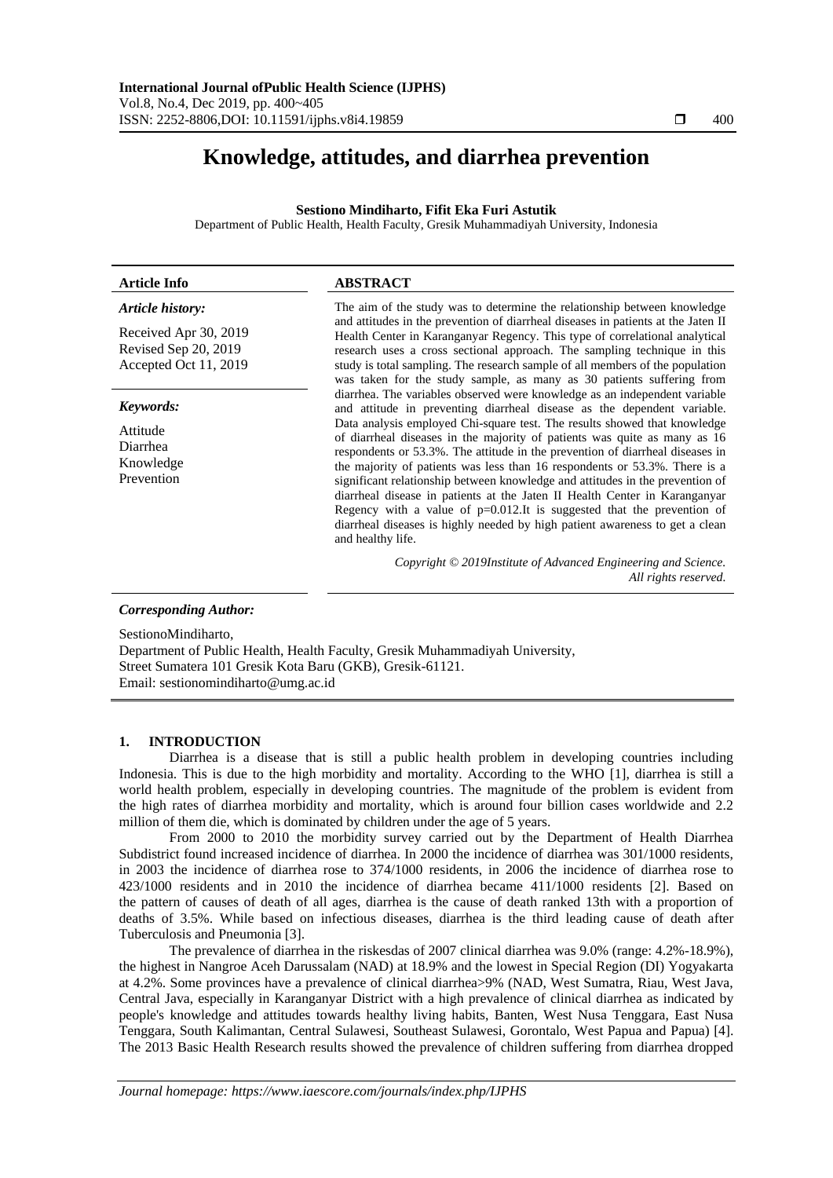# Knowledge, attitudes, and diarrhea prevention

**Sestiono Mindiharto, Fifit Eka Furi Astutik**

Department of Public Health, Health Faculty, Gresik Muhammadiyah University, Indonesia

**Article Info**

*Article history:*

Received Apr 30, 2019
Revised Sep 20, 2019
Accepted Oct 11, 2019

*Keywords:*

Attitude
Diarrhea
Knowledge
Prevention

**ABSTRACT**

The aim of the study was to determine the relationship between knowledge and attitudes in the prevention of diarrheal diseases in patients at the Jaten II Health Center in Karanganyar Regency. This type of correlational analytical research uses a cross sectional approach. The sampling technique in this study is total sampling. The research sample of all members of the population was taken for the study sample, as many as 30 patients suffering from diarrhea. The variables observed were knowledge as an independent variable and attitude in preventing diarrheal disease as the dependent variable. Data analysis employed Chi-square test. The results showed that knowledge of diarrheal diseases in the majority of patients was quite as many as 16 respondents or 53.3%. The attitude in the prevention of diarrheal diseases in the majority of patients was less than 16 respondents or 53.3%. There is a significant relationship between knowledge and attitudes in the prevention of diarrheal disease in patients at the Jaten II Health Center in Karanganyar Regency with a value of $p=0.012$.It is suggested that the prevention of diarrheal diseases is highly needed by high patient awareness to get a clean and healthy life.

*Copyright © 2019Institute of Advanced Engineering and Science. All rights reserved.*

***Corresponding Author:***

SestionoMindiharto,
Department of Public Health, Health Faculty, Gresik Muhammadiyah University,
Street Sumatera 101 Gresik Kota Baru (GKB), Gresik-61121.
Email: sestionomindiharto@umg.ac.id

## 1. INTRODUCTION

Diarrhea is a disease that is still a public health problem in developing countries including Indonesia. This is due to the high morbidity and mortality. According to the WHO [1], diarrhea is still a world health problem, especially in developing countries. The magnitude of the problem is evident from the high rates of diarrhea morbidity and mortality, which is around four billion cases worldwide and 2.2 million of them die, which is dominated by children under the age of 5 years.

From 2000 to 2010 the morbidity survey carried out by the Department of Health Diarrhea Subdistrict found increased incidence of diarrhea. In 2000 the incidence of diarrhea was 301/1000 residents, in 2003 the incidence of diarrhea rose to 374/1000 residents, in 2006 the incidence of diarrhea rose to 423/1000 residents and in 2010 the incidence of diarrhea became 411/1000 residents [2]. Based on the pattern of causes of death of all ages, diarrhea is the cause of death ranked 13th with a proportion of deaths of 3.5%. While based on infectious diseases, diarrhea is the third leading cause of death after Tuberculosis and Pneumonia [3].

The prevalence of diarrhea in the riskesdas of 2007 clinical diarrhea was 9.0% (range: 4.2%-18.9%), the highest in Nangroe Aceh Darussalam (NAD) at 18.9% and the lowest in Special Region (DI) Yogyakarta at 4.2%. Some provinces have a prevalence of clinical diarrhea>9% (NAD, West Sumatra, Riau, West Java, Central Java, especially in Karanganyar District with a high prevalence of clinical diarrhea as indicated by people's knowledge and attitudes towards healthy living habits, Banten, West Nusa Tenggara, East Nusa Tenggara, South Kalimantan, Central Sulawesi, Southeast Sulawesi, Gorontalo, West Papua and Papua) [4]. The 2013 Basic Health Research results showed the prevalence of children suffering from diarrhea dropped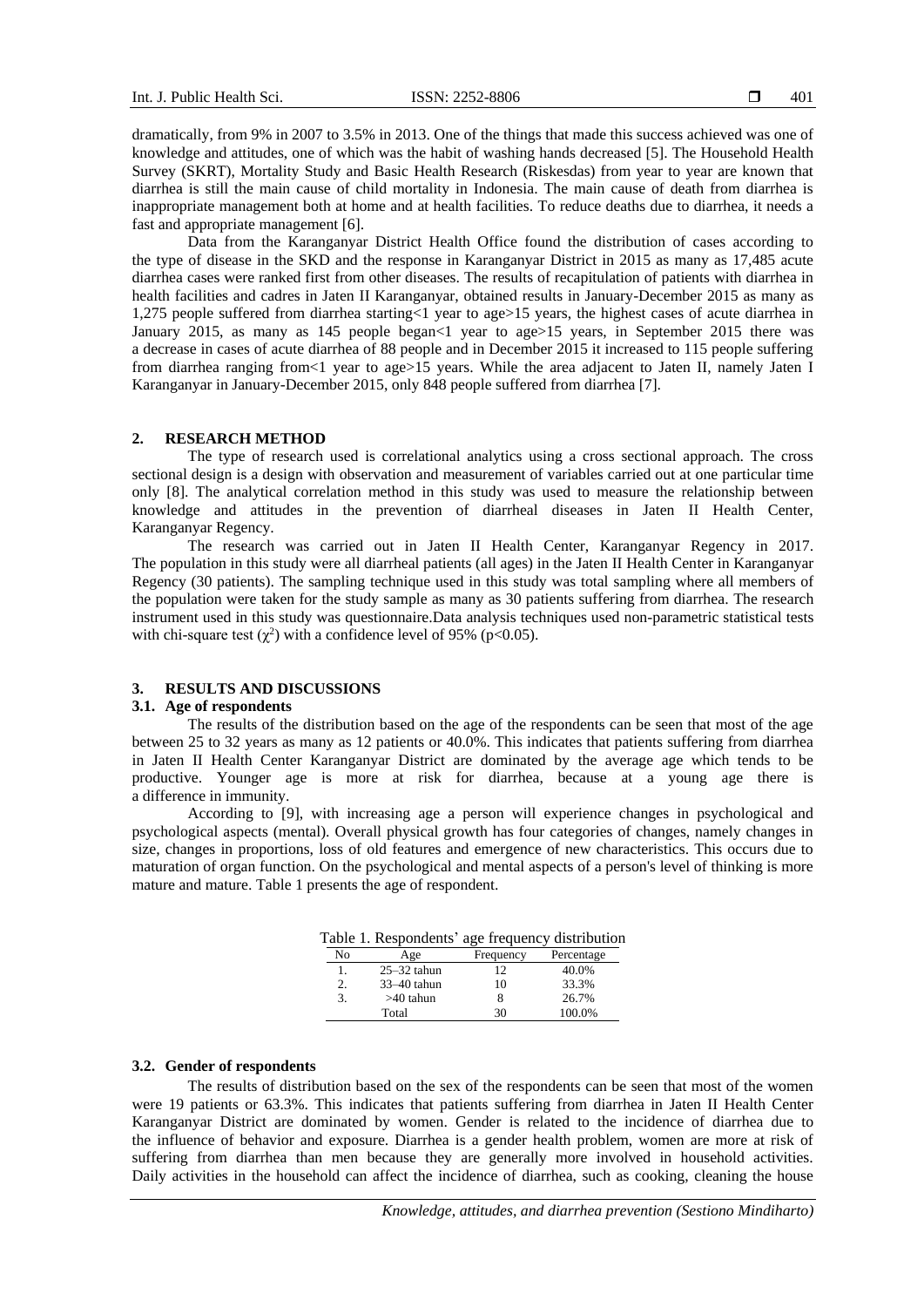dramatically, from 9% in 2007 to 3.5% in 2013. One of the things that made this success achieved was one of knowledge and attitudes, one of which was the habit of washing hands decreased [5]. The Household Health Survey (SKRT), Mortality Study and Basic Health Research (Riskesdas) from year to year are known that diarrhea is still the main cause of child mortality in Indonesia. The main cause of death from diarrhea is inappropriate management both at home and at health facilities. To reduce deaths due to diarrhea, it needs a fast and appropriate management [6].

Data from the Karanganyar District Health Office found the distribution of cases according to the type of disease in the SKD and the response in Karanganyar District in 2015 as many as 17,485 acute diarrhea cases were ranked first from other diseases. The results of recapitulation of patients with diarrhea in health facilities and cadres in Jaten II Karanganyar, obtained results in January-December 2015 as many as 1,275 people suffered from diarrhea starting<1 year to age>15 years, the highest cases of acute diarrhea in January 2015, as many as 145 people began<1 year to age>15 years, in September 2015 there was a decrease in cases of acute diarrhea of 88 people and in December 2015 it increased to 115 people suffering from diarrhea ranging from<1 year to age>15 years. While the area adjacent to Jaten II, namely Jaten I Karanganyar in January-December 2015, only 848 people suffered from diarrhea [7].

## 2. RESEARCH METHOD

The type of research used is correlational analytics using a cross sectional approach. The cross sectional design is a design with observation and measurement of variables carried out at one particular time only [8]. The analytical correlation method in this study was used to measure the relationship between knowledge and attitudes in the prevention of diarrheal diseases in Jaten II Health Center, Karanganyar Regency.

The research was carried out in Jaten II Health Center, Karanganyar Regency in 2017. The population in this study were all diarrheal patients (all ages) in the Jaten II Health Center in Karanganyar Regency (30 patients). The sampling technique used in this study was total sampling where all members of the population were taken for the study sample as many as 30 patients suffering from diarrhea. The research instrument used in this study was questionnaire.Data analysis techniques used non-parametric statistical tests with chi-square test ($\chi^2$) with a confidence level of 95% ($p<0.05$).

## 3. RESULTS AND DISCUSSIONS

### 3.1. Age of respondents

The results of the distribution based on the age of the respondents can be seen that most of the age between 25 to 32 years as many as 12 patients or 40.0%. This indicates that patients suffering from diarrhea in Jaten II Health Center Karanganyar District are dominated by the average age which tends to be productive. Younger age is more at risk for diarrhea, because at a young age there is a difference in immunity.

According to [9], with increasing age a person will experience changes in psychological and psychological aspects (mental). Overall physical growth has four categories of changes, namely changes in size, changes in proportions, loss of old features and emergence of new characteristics. This occurs due to maturation of organ function. On the psychological and mental aspects of a person's level of thinking is more mature and mature. Table 1 presents the age of respondent.

Table 1. Respondents' age frequency distribution

| No | Age | Frequency | Percentage |
|---|---|---|---|
| 1. | 25–32 tahun | 12 | 40.0% |
| 2. | 33–40 tahun | 10 | 33.3% |
| 3. | >40 tahun | 8 | 26.7% |
| | Total | 30 | 100.0% |

### 3.2. Gender of respondents

The results of distribution based on the sex of the respondents can be seen that most of the women were 19 patients or 63.3%. This indicates that patients suffering from diarrhea in Jaten II Health Center Karanganyar District are dominated by women. Gender is related to the incidence of diarrhea due to the influence of behavior and exposure. Diarrhea is a gender health problem, women are more at risk of suffering from diarrhea than men because they are generally more involved in household activities. Daily activities in the household can affect the incidence of diarrhea, such as cooking, cleaning the house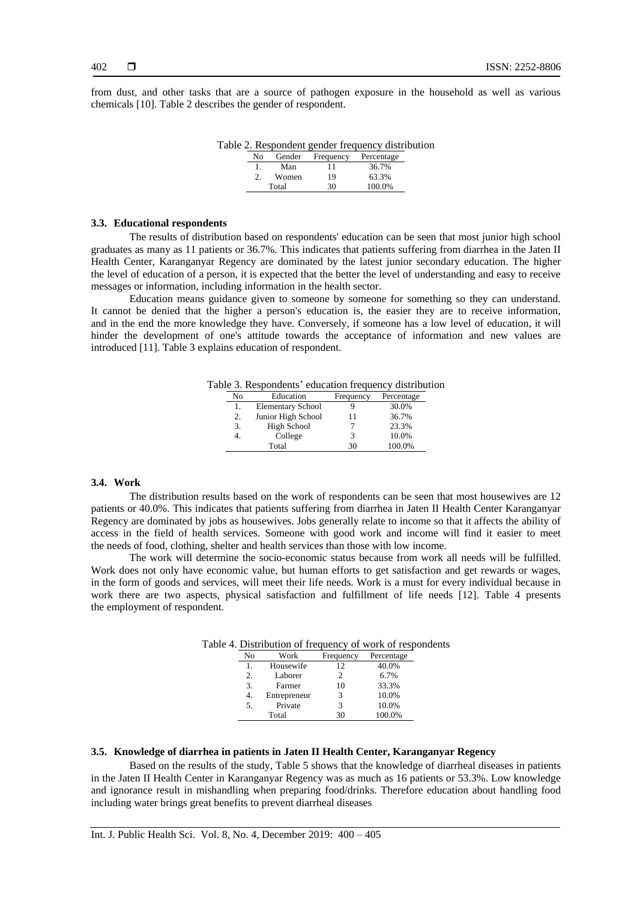from dust, and other tasks that are a source of pathogen exposure in the household as well as various chemicals [10]. Table 2 describes the gender of respondent.

Table 2. Respondent gender frequency distribution

| No | Gender | Frequency | Percentage |
|---|---|---|---|
| 1. | Man | 11 | 36.7% |
| 2. | Women | 19 | 63.3% |
| Total | | 30 | 100.0% |

### 3.3. Educational respondents

The results of distribution based on respondents' education can be seen that most junior high school graduates as many as 11 patients or 36.7%. This indicates that patients suffering from diarrhea in the Jaten II Health Center, Karanganyar Regency are dominated by the latest junior secondary education. The higher the level of education of a person, it is expected that the better the level of understanding and easy to receive messages or information, including information in the health sector.

Education means guidance given to someone by someone for something so they can understand. It cannot be denied that the higher a person's education is, the easier they are to receive information, and in the end the more knowledge they have. Conversely, if someone has a low level of education, it will hinder the development of one's attitude towards the acceptance of information and new values are introduced [11]. Table 3 explains education of respondent.

Table 3. Respondents' education frequency distribution

| No | Education | Frequency | Percentage |
|---|---|---|---|
| 1. | Elementary School | 9 | 30.0% |
| 2. | Junior High School | 11 | 36.7% |
| 3. | High School | 7 | 23.3% |
| 4. | College | 3 | 10.0% |
| Total | | 30 | 100.0% |

### 3.4. Work

The distribution results based on the work of respondents can be seen that most housewives are 12 patients or 40.0%. This indicates that patients suffering from diarrhea in Jaten II Health Center Karanganyar Regency are dominated by jobs as housewives. Jobs generally relate to income so that it affects the ability of access in the field of health services. Someone with good work and income will find it easier to meet the needs of food, clothing, shelter and health services than those with low income.

The work will determine the socio-economic status because from work all needs will be fulfilled. Work does not only have economic value, but human efforts to get satisfaction and get rewards or wages, in the form of goods and services, will meet their life needs. Work is a must for every individual because in work there are two aspects, physical satisfaction and fulfillment of life needs [12]. Table 4 presents the employment of respondent.

Table 4. Distribution of frequency of work of respondents

| No | Work | Frequency | Percentage |
|---|---|---|---|
| 1. | Housewife | 12 | 40.0% |
| 2. | Laborer | 2 | 6.7% |
| 3. | Farmer | 10 | 33.3% |
| 4. | Entrepreneur | 3 | 10.0% |
| 5. | Private | 3 | 10.0% |
| Total | | 30 | 100.0% |

### 3.5. Knowledge of diarrhea in patients in Jaten II Health Center, Karanganyar Regency

Based on the results of the study, Table 5 shows that the knowledge of diarrheal diseases in patients in the Jaten II Health Center in Karanganyar Regency was as much as 16 patients or 53.3%. Low knowledge and ignorance result in mishandling when preparing food/drinks. Therefore education about handling food including water brings great benefits to prevent diarrheal diseases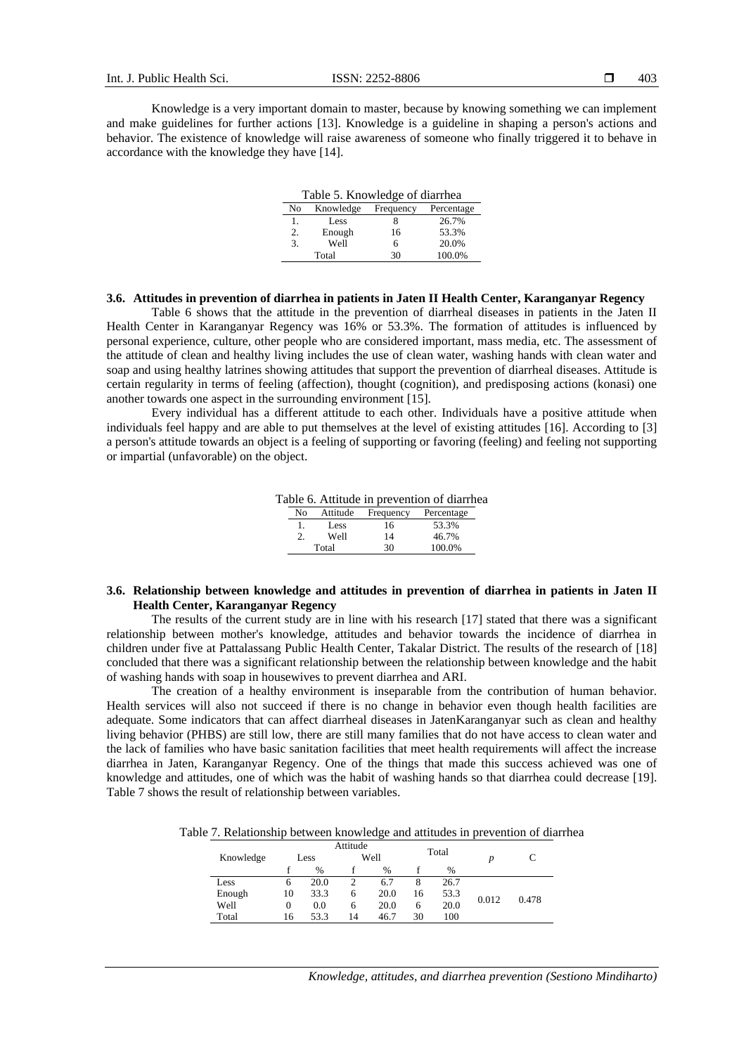Knowledge is a very important domain to master, because by knowing something we can implement and make guidelines for further actions [13]. Knowledge is a guideline in shaping a person's actions and behavior. The existence of knowledge will raise awareness of someone who finally triggered it to behave in accordance with the knowledge they have [14].

Table 5. Knowledge of diarrhea

| No | Knowledge | Frequency | Percentage |
|---|---|---|---|
| 1. | Less | 8 | 26.7% |
| 2. | Enough | 16 | 53.3% |
| 3. | Well | 6 | 20.0% |
| | Total | 30 | 100.0% |

### 3.6. Attitudes in prevention of diarrhea in patients in Jaten II Health Center, Karanganyar Regency

Table 6 shows that the attitude in the prevention of diarrheal diseases in patients in the Jaten II Health Center in Karanganyar Regency was 16% or 53.3%. The formation of attitudes is influenced by personal experience, culture, other people who are considered important, mass media, etc. The assessment of the attitude of clean and healthy living includes the use of clean water, washing hands with clean water and soap and using healthy latrines showing attitudes that support the prevention of diarrheal diseases. Attitude is certain regularity in terms of feeling (affection), thought (cognition), and predisposing actions (konasi) one another towards one aspect in the surrounding environment [15].

Every individual has a different attitude to each other. Individuals have a positive attitude when individuals feel happy and are able to put themselves at the level of existing attitudes [16]. According to [3] a person's attitude towards an object is a feeling of supporting or favoring (feeling) and feeling not supporting or impartial (unfavorable) on the object.

Table 6. Attitude in prevention of diarrhea

| No | Attitude | Frequency | Percentage |
|---|---|---|---|
| 1. | Less | 16 | 53.3% |
| 2. | Well | 14 | 46.7% |
| | Total | 30 | 100.0% |

### 3.6. Relationship between knowledge and attitudes in prevention of diarrhea in patients in Jaten II Health Center, Karanganyar Regency

The results of the current study are in line with his research [17] stated that there was a significant relationship between mother's knowledge, attitudes and behavior towards the incidence of diarrhea in children under five at Pattalassang Public Health Center, Takalar District. The results of the research of [18] concluded that there was a significant relationship between the relationship between knowledge and the habit of washing hands with soap in housewives to prevent diarrhea and ARI.

The creation of a healthy environment is inseparable from the contribution of human behavior. Health services will also not succeed if there is no change in behavior even though health facilities are adequate. Some indicators that can affect diarrheal diseases in JatenKaranganyar such as clean and healthy living behavior (PHBS) are still low, there are still many families that do not have access to clean water and the lack of families who have basic sanitation facilities that meet health requirements will affect the increase diarrhea in Jaten, Karanganyar Regency. One of the things that made this success achieved was one of knowledge and attitudes, one of which was the habit of washing hands so that diarrhea could decrease [19]. Table 7 shows the result of relationship between variables.

Table 7. Relationship between knowledge and attitudes in prevention of diarrhea

| Knowledge | Attitude | | | | Total | | $p$ | C |
|---|---|---|---|---|---|---|---|---|
| | Less | | Well | | | | | |
| | f | % | f | % | f | % | | |
| Less | 6 | 20.0 | 2 | 6.7 | 8 | 26.7 | 0.012 | 0.478 |
| Enough | 10 | 33.3 | 6 | 20.0 | 16 | 53.3 | | |
| Well | 0 | 0.0 | 6 | 20.0 | 6 | 20.0 | | |
| Total | 16 | 53.3 | 14 | 46.7 | 30 | 100 | | |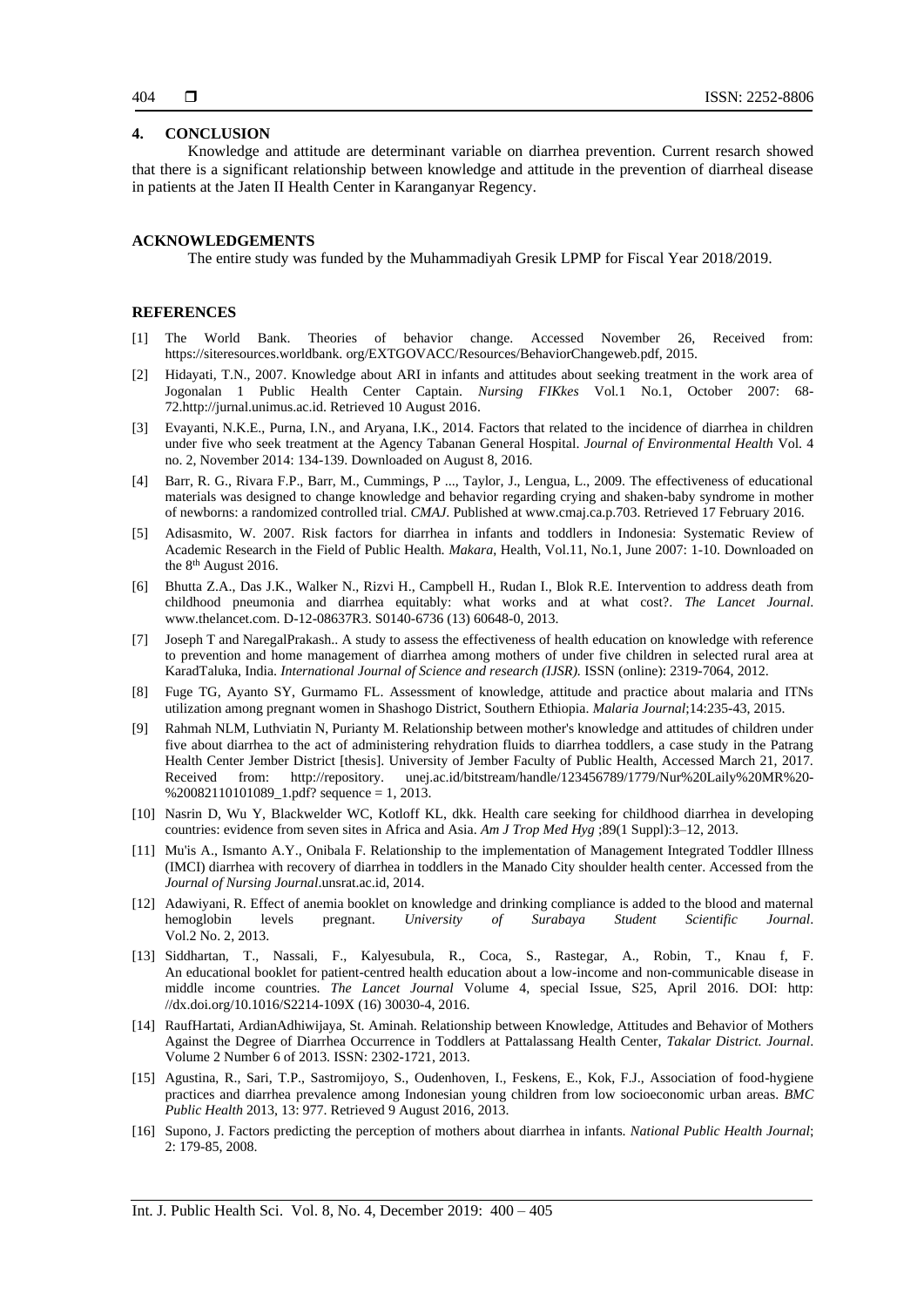## 4. CONCLUSION

Knowledge and attitude are determinant variable on diarrhea prevention. Current resarch showed that there is a significant relationship between knowledge and attitude in the prevention of diarrheal disease in patients at the Jaten II Health Center in Karanganyar Regency.

## ACKNOWLEDGEMENTS

The entire study was funded by the Muhammadiyah Gresik LPMP for Fiscal Year 2018/2019.

## REFERENCES

[1] The World Bank. Theories of behavior change. Accessed November 26, Received from: https://siteresources.worldbank. org/EXTGOVACC/Resources/BehaviorChangeweb.pdf, 2015.

[2] Hidayati, T.N., 2007. Knowledge about ARI in infants and attitudes about seeking treatment in the work area of Jogonalan 1 Public Health Center Captain. *Nursing FIKkes* Vol.1 No.1, October 2007: 68-72.http://jurnal.unimus.ac.id. Retrieved 10 August 2016.

[3] Evayanti, N.K.E., Purna, I.N., and Aryana, I.K., 2014. Factors that related to the incidence of diarrhea in children under five who seek treatment at the Agency Tabanan General Hospital. *Journal of Environmental Health* Vol. 4 no. 2, November 2014: 134-139. Downloaded on August 8, 2016.

[4] Barr, R. G., Rivara F.P., Barr, M., Cummings, P ..., Taylor, J., Lengua, L., 2009. The effectiveness of educational materials was designed to change knowledge and behavior regarding crying and shaken-baby syndrome in mother of newborns: a randomized controlled trial. *CMAJ*. Published at www.cmaj.ca.p.703. Retrieved 17 February 2016.

[5] Adisasmito, W. 2007. Risk factors for diarrhea in infants and toddlers in Indonesia: Systematic Review of Academic Research in the Field of Public Health. *Makara*, Health, Vol.11, No.1, June 2007: 1-10. Downloaded on the 8th August 2016.

[6] Bhutta Z.A., Das J.K., Walker N., Rizvi H., Campbell H., Rudan I., Blok R.E. Intervention to address death from childhood pneumonia and diarrhea equitably: what works and at what cost?. *The Lancet Journal*. www.thelancet.com. D-12-08637R3. S0140-6736 (13) 60648-0, 2013.

[7] Joseph T and NaregalPrakash.. A study to assess the effectiveness of health education on knowledge with reference to prevention and home management of diarrhea among mothers of under five children in selected rural area at KaradTaluka, India. *International Journal of Science and research (IJSR)*. ISSN (online): 2319-7064, 2012.

[8] Fuge TG, Ayanto SY, Gurmamo FL. Assessment of knowledge, attitude and practice about malaria and ITNs utilization among pregnant women in Shashogo District, Southern Ethiopia. *Malaria Journal*;14:235-43, 2015.

[9] Rahmah NLM, Luthviatin N, Purianty M. Relationship between mother's knowledge and attitudes of children under five about diarrhea to the act of administering rehydration fluids to diarrhea toddlers, a case study in the Patrang Health Center Jember District [thesis]. University of Jember Faculty of Public Health, Accessed March 21, 2017. Received from: http://repository. unej.ac.id/bitstream/handle/123456789/1779/Nur%20Laily%20MR%20-%20082110101089_1.pdf? sequence = 1, 2013.

[10] Nasrin D, Wu Y, Blackwelder WC, Kotloff KL, dkk. Health care seeking for childhood diarrhea in developing countries: evidence from seven sites in Africa and Asia. *Am J Trop Med Hyg* ;89(1 Suppl):3–12, 2013.

[11] Mu'is A., Ismanto A.Y., Onibala F. Relationship to the implementation of Management Integrated Toddler Illness (IMCI) diarrhea with recovery of diarrhea in toddlers in the Manado City shoulder health center. Accessed from the *Journal of Nursing Journal*.unsrat.ac.id, 2014.

[12] Adawiyani, R. Effect of anemia booklet on knowledge and drinking compliance is added to the blood and maternal hemoglobin levels pregnant. *University of Surabaya Student Scientific Journal*. Vol.2 No. 2, 2013.

[13] Siddhartan, T., Nassali, F., Kalyesubula, R., Coca, S., Rastegar, A., Robin, T., Knau f, F. An educational booklet for patient-centred health education about a low-income and non-communicable disease in middle income countries. *The Lancet Journal* Volume 4, special Issue, S25, April 2016. DOI: http: //dx.doi.org/10.1016/S2214-109X (16) 30030-4, 2016.

[14] RaufHartati, ArdianAdhiwijaya, St. Aminah. Relationship between Knowledge, Attitudes and Behavior of Mothers Against the Degree of Diarrhea Occurrence in Toddlers at Pattalassang Health Center, *Takalar District. Journal*. Volume 2 Number 6 of 2013. ISSN: 2302-1721, 2013.

[15] Agustina, R., Sari, T.P., Sastromijoyo, S., Oudenhoven, I., Feskens, E., Kok, F.J., Association of food-hygiene practices and diarrhea prevalence among Indonesian young children from low socioeconomic urban areas. *BMC Public Health* 2013, 13: 977. Retrieved 9 August 2016, 2013.

[16] Supono, J. Factors predicting the perception of mothers about diarrhea in infants. *National Public Health Journal*; 2: 179-85, 2008.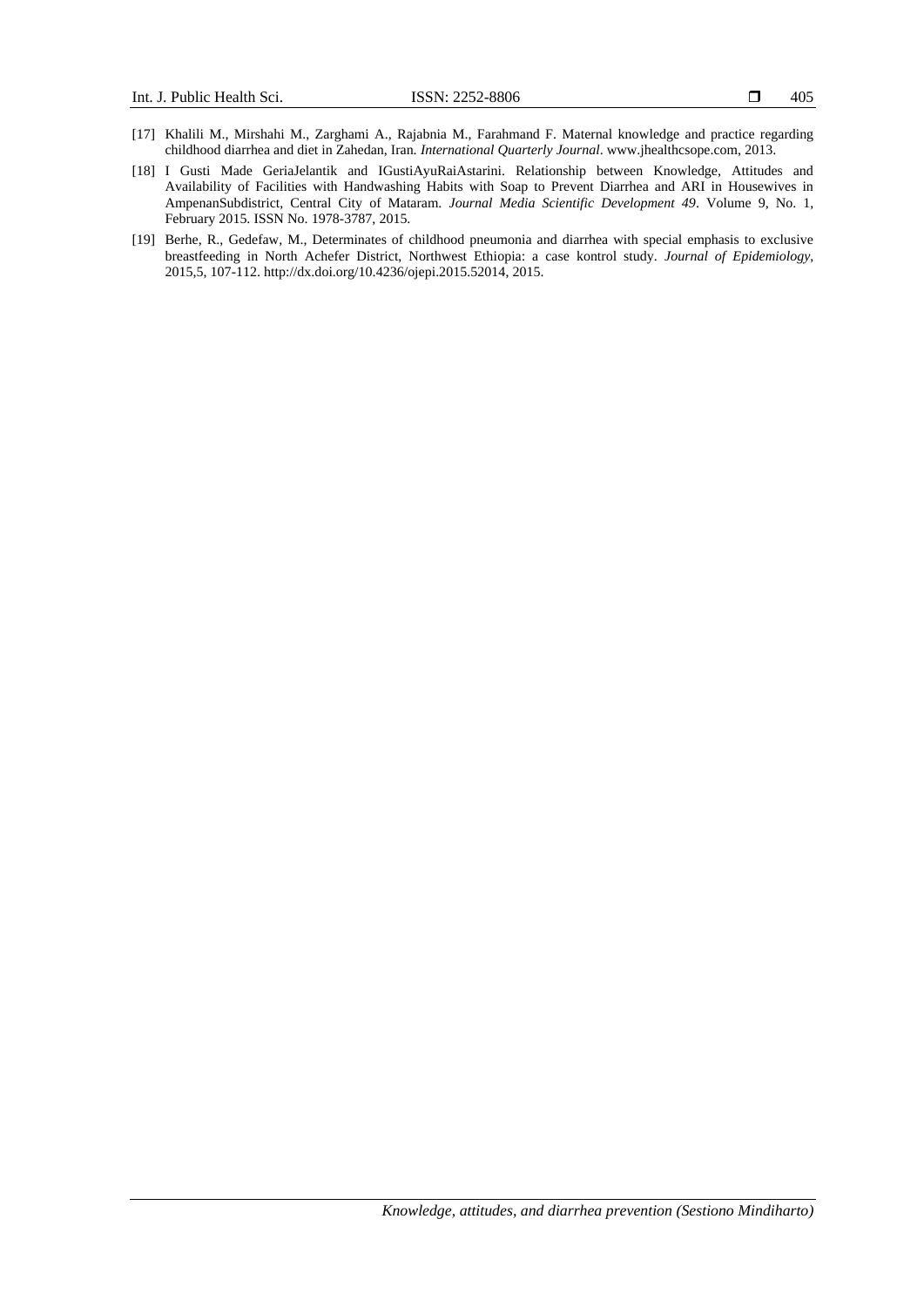[17] Khalili M., Mirshahi M., Zarghami A., Rajabnia M., Farahmand F. Maternal knowledge and practice regarding childhood diarrhea and diet in Zahedan, Iran. *International Quarterly Journal*. www.jhealthcsope.com, 2013.

[18] I Gusti Made GeriaJelantik and IGustiAyuRaiAstarini. Relationship between Knowledge, Attitudes and Availability of Facilities with Handwashing Habits with Soap to Prevent Diarrhea and ARI in Housewives in AmpenanSubdistrict, Central City of Mataram. *Journal Media Scientific Development 49*. Volume 9, No. 1, February 2015. ISSN No. 1978-3787, 2015.

[19] Berhe, R., Gedefaw, M., Determinates of childhood pneumonia and diarrhea with special emphasis to exclusive breastfeeding in North Achefer District, Northwest Ethiopia: a case kontrol study. *Journal of Epidemiology*, 2015,5, 107-112. http://dx.doi.org/10.4236/ojepi.2015.52014, 2015.